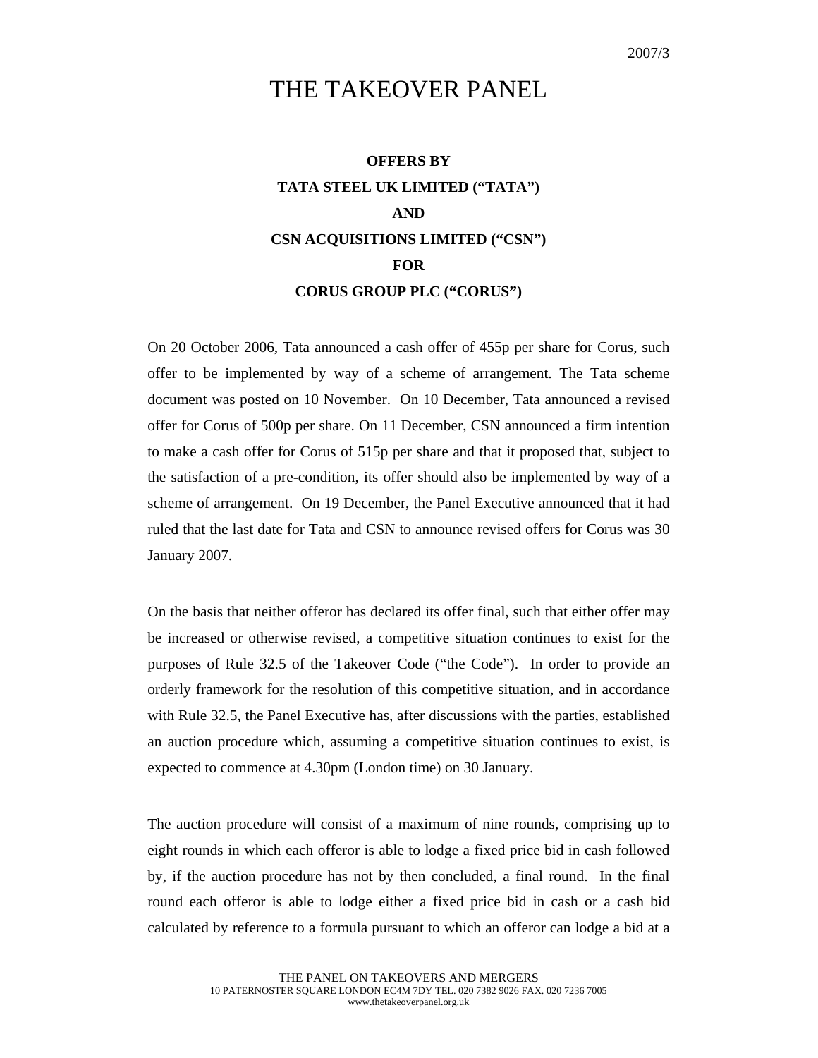2007/3

# THE TAKEOVER PANEL

**OFFERS BY**

**TATA STEEL UK LIMITED ("TATA")**

**AND**

**CSN ACQUISITIONS LIMITED ("CSN")**

**FOR**

**CORUS GROUP PLC ("CORUS")**

On 20 October 2006, Tata announced a cash offer of 455p per share for Corus, such offer to be implemented by way of a scheme of arrangement. The Tata scheme document was posted on 10 November. On 10 December, Tata announced a revised offer for Corus of 500p per share. On 11 December, CSN announced a firm intention to make a cash offer for Corus of 515p per share and that it proposed that, subject to the satisfaction of a pre-condition, its offer should also be implemented by way of a scheme of arrangement. On 19 December, the Panel Executive announced that it had ruled that the last date for Tata and CSN to announce revised offers for Corus was 30 January 2007.

On the basis that neither offeror has declared its offer final, such that either offer may be increased or otherwise revised, a competitive situation continues to exist for the purposes of Rule 32.5 of the Takeover Code ("the Code"). In order to provide an orderly framework for the resolution of this competitive situation, and in accordance with Rule 32.5, the Panel Executive has, after discussions with the parties, established an auction procedure which, assuming a competitive situation continues to exist, is expected to commence at 4.30pm (London time) on 30 January.

The auction procedure will consist of a maximum of nine rounds, comprising up to eight rounds in which each offeror is able to lodge a fixed price bid in cash followed by, if the auction procedure has not by then concluded, a final round. In the final round each offeror is able to lodge either a fixed price bid in cash or a cash bid calculated by reference to a formula pursuant to which an offeror can lodge a bid at a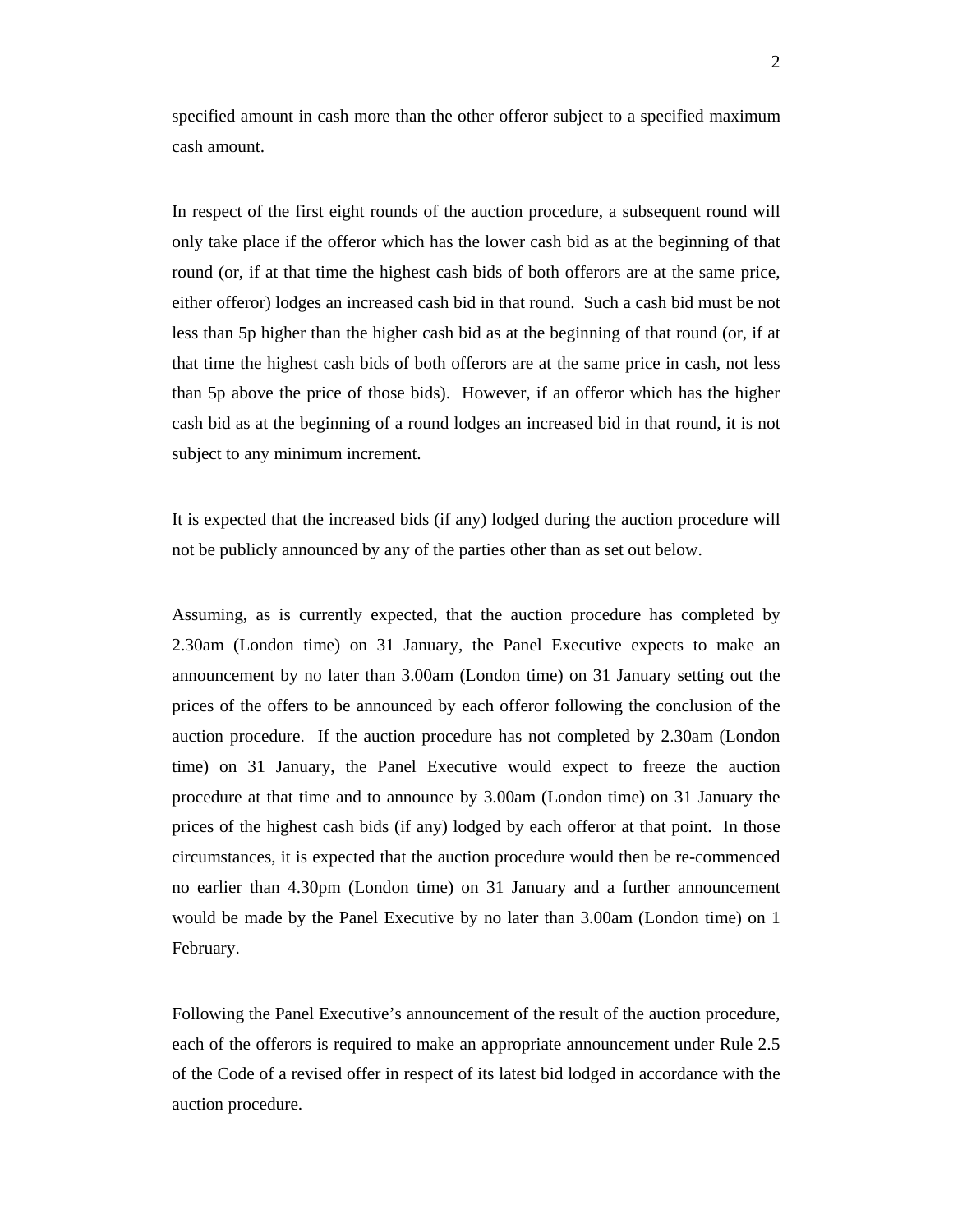specified amount in cash more than the other offeror subject to a specified maximum cash amount.

In respect of the first eight rounds of the auction procedure, a subsequent round will only take place if the offeror which has the lower cash bid as at the beginning of that round (or, if at that time the highest cash bids of both offerors are at the same price, either offeror) lodges an increased cash bid in that round. Such a cash bid must be not less than 5p higher than the higher cash bid as at the beginning of that round (or, if at that time the highest cash bids of both offerors are at the same price in cash, not less than 5p above the price of those bids). However, if an offeror which has the higher cash bid as at the beginning of a round lodges an increased bid in that round, it is not subject to any minimum increment.

It is expected that the increased bids (if any) lodged during the auction procedure will not be publicly announced by any of the parties other than as set out below.

Assuming, as is currently expected, that the auction procedure has completed by 2.30am (London time) on 31 January, the Panel Executive expects to make an announcement by no later than 3.00am (London time) on 31 January setting out the prices of the offers to be announced by each offeror following the conclusion of the auction procedure. If the auction procedure has not completed by 2.30am (London time) on 31 January, the Panel Executive would expect to freeze the auction procedure at that time and to announce by 3.00am (London time) on 31 January the prices of the highest cash bids (if any) lodged by each offeror at that point. In those circumstances, it is expected that the auction procedure would then be re-commenced no earlier than 4.30pm (London time) on 31 January and a further announcement would be made by the Panel Executive by no later than 3.00am (London time) on 1 February.

Following the Panel Executive's announcement of the result of the auction procedure, each of the offerors is required to make an appropriate announcement under Rule 2.5 of the Code of a revised offer in respect of its latest bid lodged in accordance with the auction procedure.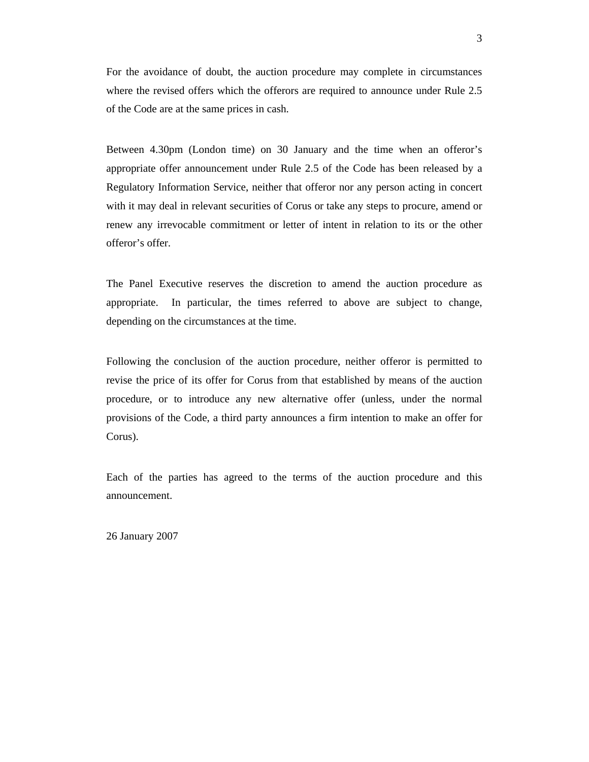For the avoidance of doubt, the auction procedure may complete in circumstances where the revised offers which the offerors are required to announce under Rule 2.5 of the Code are at the same prices in cash.

Between 4.30pm (London time) on 30 January and the time when an offeror's appropriate offer announcement under Rule 2.5 of the Code has been released by a Regulatory Information Service, neither that offeror nor any person acting in concert with it may deal in relevant securities of Corus or take any steps to procure, amend or renew any irrevocable commitment or letter of intent in relation to its or the other offeror's offer.

The Panel Executive reserves the discretion to amend the auction procedure as appropriate. In particular, the times referred to above are subject to change, depending on the circumstances at the time.

Following the conclusion of the auction procedure, neither offeror is permitted to revise the price of its offer for Corus from that established by means of the auction procedure, or to introduce any new alternative offer (unless, under the normal provisions of the Code, a third party announces a firm intention to make an offer for Corus).

Each of the parties has agreed to the terms of the auction procedure and this announcement.

26 January 2007